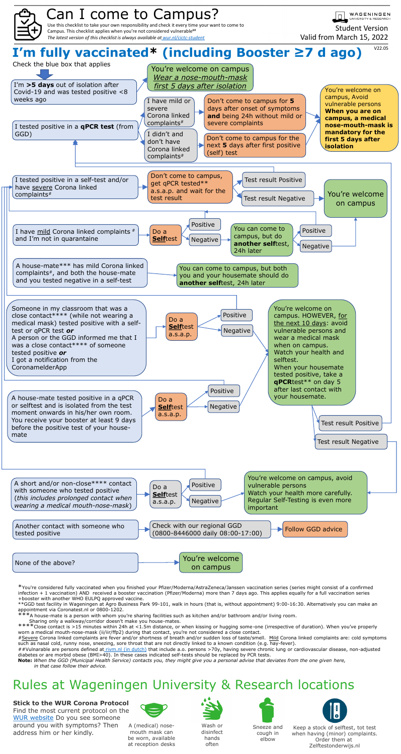# Can I come to Campus?

Use this checklist to take your own responsibility and check it every time your want to come to Campus. This checklist applies when you're not considered vulnerable##
*The latest version of this checklist is always available at wur.nl/cictc-student*

WAGENINGEN UNIVERSITY & RESEARCH

Student Version
Valid from March 15, 2022

V22.05

## I'm fully vaccinated* (including Booster ≥7 d ago)

Check the blue box that applies

- **I'm >5 days out of isolation after Covid-19 and was tested positive <8 weeks ago**
  → You're welcome on campus. *Wear a nose-mouth-mask first 5 days after isolation*

- **I tested positive in a qPCR test (from GGD)**
  - I have mild or severe Corona linked complaints# → Don't come to campus for **5** days after onset of symptoms **and** being 24h without mild or severe complaints
  - I didn't and don't have Corona linked complaints# → Don't come to campus for the next **5** days after first positive (self) test
  - → You're welcome on campus, Avoid vulnerable persons. **When you are on campus, a medical nose-mouth-mask is mandatory for the first 5 days after isolation**

- **I tested positive in a self-test and/or have severe Corona linked complaints#**
  → Don't come to campus, get qPCR tested** a.s.a.p. and wait for the test result
  - Test result Positive → (see "I tested positive in a qPCR test")
  - Test result Negative → You're welcome on campus

- **I have mild Corona linked complaints # and I'm not in quarantaine**
  → Do a **Self**test
  - Positive → (see "I tested positive in a self-test")
  - Negative → You can come to campus, but do **another self**test, 24h later
    - Positive → (see "I tested positive in a self-test")
    - Negative → You're welcome on campus

- **A house-mate*** has mild Corona linked complaints#, and both the house-mate and you tested negative in a self-test**
  → You can come to campus, but both you and your housemate should do **another self**test, 24h later

- **Someone in my classroom that was a close contact**** (while not wearing a medical mask) tested positive with a self-test or qPCR test *or* A person or the GGD informed me that I was a close contact**** of someone tested positive *or* I got a notification from the CoronamelderApp**
  → Do a **Self**test a.s.a.p.
  - Positive → (see "I tested positive in a self-test")
  - Negative → You're welcome on campus. HOWEVER, for the next 10 days: avoid vulnerable persons and wear a medical mask when on campus. Watch your health and selftest. When your housemate tested positive, take a **qPCR**test** on day 5 after last contact with your housemate.
    - Test result Positive → (see "I tested positive in a qPCR test")
    - Test result Negative → You're welcome on campus, avoid vulnerable persons. Watch your health more carefully. Regular Self-Testing is even more important

- **A house-mate tested positive in a qPCR or selftest and is isolated from the test moment onwards in his/her own room. You receive your booster at least 9 days before the positive test of your house-mate**
  → Do a **Self**test a.s.a.p.
  - Positive → (see "I tested positive in a self-test")
  - Negative → You're welcome on campus. HOWEVER, for the next 10 days: avoid vulnerable persons and wear a medical mask when on campus. Watch your health and selftest. When your housemate tested positive, take a **qPCR**test** on day 5 after last contact with your housemate.

- **A short and/or non-close**** contact with someone who tested positive (*this includes prolonged contact when wearing a medical mouth-nose-mask*)**
  → Do a **Self**test a.s.a.p.
  - Positive → (see "I tested positive in a self-test")
  - Negative → You're welcome on campus, avoid vulnerable persons. Watch your health more carefully. Regular Self-Testing is even more important

- **Another contact with someone who tested positive**
  → Check with our regional GGD (0800-8446000 daily 08:00-17:00) → Follow GGD advice

- **None of the above?**
  → You're welcome on campus

*You're considered fully vaccinated when you finished your Pfizer/Moderna/AstraZeneca/Janssen vaccination series (series might consist of a confirmed infection + 1 vaccination) AND received a booster vaccination (Pfizer/Moderna) more than 7 days ago. This applies equally for a full vaccination series +booster with another WHO EULPQ approved vaccine.
**GGD test facility in Wageningen at Agro Business Park 99-101, walk in hours (that is, without appointment) 9:00-16:30. Alternatively you can make an appointment via Coronatest.nl or 0800-1202.
***A house-mate is a person with whom you're sharing facilities such as kitchen and/or bathroom and/or living room. Sharing only a walkway/corridor doesn't make you house-mates.
****Close contact is >15 minutes within 24h at <1.5m distance, or when kissing or hugging some-one (irrespective of duration). When you've properly worn a medical mouth-nose-mask (ii/iir/ffp2) during that contact, you're not considered a close contact.
#Severe Corona linked complaints are fever and/or shortness of breath and/or sudden loss of taste/smell. Mild Corona linked complaints are: cold symptoms such as nasal cold, runny nose, sneezing, sore throat that are not directly linked to a known condition (e.g. hay-fever).
##Vulnerable are persons defined at rivm.nl (in dutch) that include a.o. persons >70y, having severe chronic lung or cardiovascular disease, non-adjusted diabetes or are morbid obese (BMI>40). In these cases indicated self-tests should be replaced by PCR tests.
**Note:** *When the GGD (Municipal Health Service) contacts you, they might give you a personal advise that deviates from the one given here, in that case follow their advice.*

# Rules at Wageningen University & Research locations

**Stick to the WUR Corona Protocol**
Find the most current protocol on the WUR website Do you see someone around you with symptoms? Then address him or her kindly.

A (medical) nose-mouth mask can be worn, available at reception desks

Wash or disinfect hands often

Sneeze and cough in elbow

Keep a stock of selftest, tot test when having (minor) complaints. Order them at Zelftestonderwijs.nl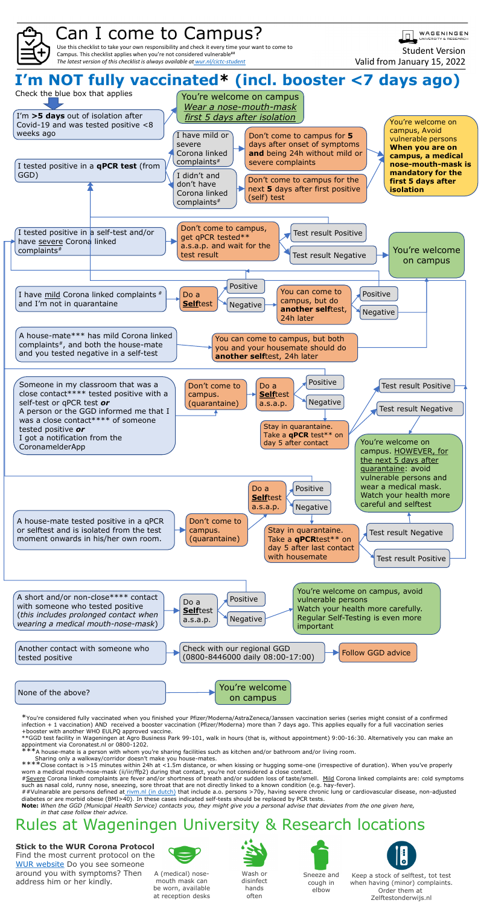# Can I come to Campus?

Use this checklist to take your own responsibility and check it every time your want to come to Campus. This checklist applies when you're not considered vulnerable##

*The latest version of this checklist is always available at wur.nl/cictc-student*

WAGENINGEN UNIVERSITY & RESEARCH

Student Version

Valid from January 15, 2022

## I'm NOT fully vaccinated* (incl. booster <7 days ago)

Check the blue box that applies

- I'm **>5 days** out of isolation after Covid-19 and was tested positive <8 weeks ago → You're welcome on campus. *Wear a nose-mouth-mask first 5 days after isolation*
- I tested positive in a **qPCR test** (from GGD)
  - I have mild or severe Corona linked complaints# → Don't come to campus for **5** days after onset of symptoms **and** being 24h without mild or severe complaints → You're welcome on campus, Avoid vulnerable persons **When you are on campus, a medical nose-mouth-mask is mandatory for the first 5 days after isolation**
  - I didn't and don't have Corona linked complaints# → Don't come to campus for the next **5** days after first positive (self) test → You're welcome on campus, Avoid vulnerable persons **When you are on campus, a medical nose-mouth-mask is mandatory for the first 5 days after isolation**
- I tested positive in a self-test and/or have severe Corona linked complaints# → Don't come to campus, get qPCR tested** a.s.a.p. and wait for the test result
  - Test result Positive → see "I tested positive in a qPCR test"
  - Test result Negative → You're welcome on campus
- I have mild Corona linked complaints # and I'm not in quarantaine → Do a **Self**test
  - Positive → see "I tested positive in a self-test"
  - Negative → You can come to campus, but do **another self**test, 24h later
    - Positive → see "I tested positive in a self-test"
    - Negative → You're welcome on campus
- A house-mate*** has mild Corona linked complaints#, and both the house-mate and you tested negative in a self-test → You can come to campus, but both you and your housemate should do **another self**test, 24h later
- Someone in my classroom that was a close contact**** tested positive with a self-test or qPCR test *or* A person or the GGD informed me that I was a close contact**** of someone tested positive *or* I got a notification from the CoronamelderApp → Don't come to campus. (quarantaine) → Do a **Self**test a.s.a.p.
  - Positive → see "I tested positive in a self-test"
  - Negative → Stay in quarantaine. Take a **qPCR** test** on day 5 after contact
    - Test result Positive → see "I tested positive in a qPCR test"
    - Test result Negative → You're welcome on campus. HOWEVER, for the next 5 days after quarantaine: avoid vulnerable persons and wear a medical mask. Watch your health more careful and selftest
- A house-mate tested positive in a qPCR or selftest and is isolated from the test moment onwards in his/her own room. → Don't come to campus. (quarantaine) → Do a **Self**test a.s.a.p.
  - Positive → see "I tested positive in a self-test"
  - Negative → Stay in quarantaine. Take a **qPCR**test** on day 5 after last contact with housemate
    - Test result Negative → You're welcome on campus. HOWEVER, for the next 5 days after quarantaine: avoid vulnerable persons and wear a medical mask. Watch your health more careful and selftest
    - Test result Positive → see "I tested positive in a qPCR test"
- A short and/or non-close**** contact with someone who tested positive (*this includes prolonged contact when wearing a medical mouth-nose-mask*) → Do a **Self**test a.s.a.p.
  - Positive → see "I tested positive in a self-test"
  - Negative → You're welcome on campus, avoid vulnerable persons. Watch your health more carefully. Regular Self-Testing is even more important
- Another contact with someone who tested positive → Check with our regional GGD (0800-8446000 daily 08:00-17:00) → Follow GGD advice
- None of the above? → You're welcome on campus

*You're considered fully vaccinated when you finished your Pfizer/Moderna/AstraZeneca/Janssen vaccination series (series might consist of a confirmed infection + 1 vaccination) AND received a booster vaccination (Pfizer/Moderna) more than 7 days ago. This applies equally for a full vaccination series +booster with another WHO EULPQ approved vaccine.

**GGD test facility in Wageningen at Agro Business Park 99-101, walk in hours (that is, without appointment) 9:00-16:30. Alternatively you can make an appointment via Coronatest.nl or 0800-1202.

***A house-mate is a person with whom you're sharing facilities such as kitchen and/or bathroom and/or living room. Sharing only a walkway/corridor doesn't make you house-mates.

****Close contact is >15 minutes within 24h at <1.5m distance, or when kissing or hugging some-one (irrespective of duration). When you've properly worn a medical mouth-nose-mask (ii/iir/ffp2) during that contact, you're not considered a close contact.

#Severe Corona linked complaints are fever and/or shortness of breath and/or sudden loss of taste/smell. Mild Corona linked complaints are: cold symptoms such as nasal cold, runny nose, sneezing, sore throat that are not directly linked to a known condition (e.g. hay-fever).

##Vulnerable are persons defined at rivm.nl (in dutch) that include a.o. persons >70y, having severe chronic lung or cardiovascular disease, non-adjusted diabetes or are morbid obese (BMI>40). In these cases indicated self-tests should be replaced by PCR tests.

**Note:** *When the GGD (Municipal Health Service) contacts you, they might give you a personal advise that deviates from the one given here, in that case follow their advice.*

# Rules at Wageningen University & Research locations

**Stick to the WUR Corona Protocol**
Find the most current protocol on the WUR website Do you see someone around you with symptoms? Then address him or her kindly.

A (medical) nose-mouth mask can be worn, available at reception desks

Wash or disinfect hands often

Sneeze and cough in elbow

Keep a stock of selftest, tot test when having (minor) complaints. Order them at Zelftestonderwijs.nl